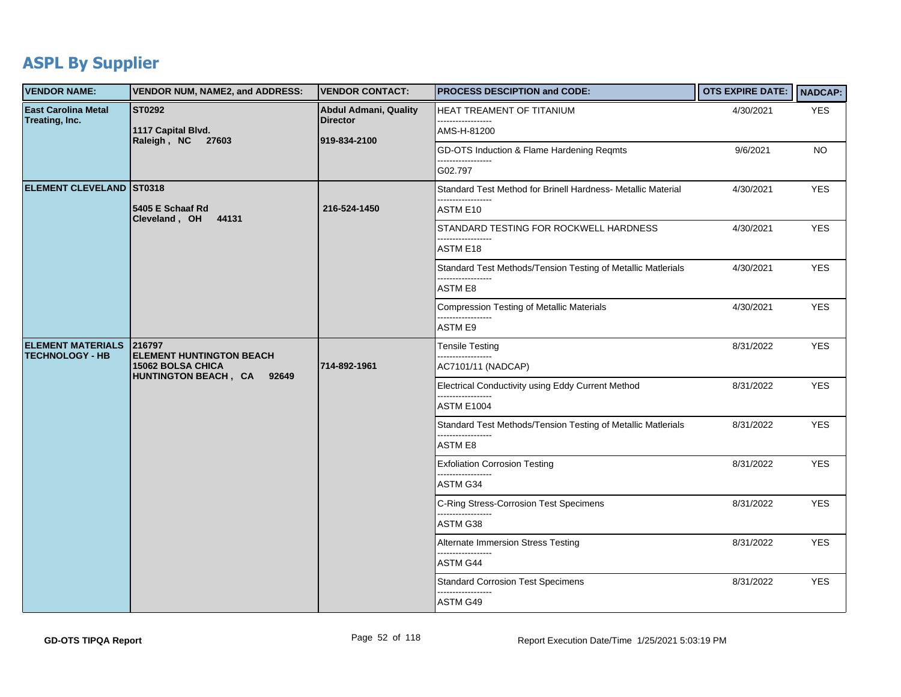# ASPL By Supplier

| VENDOR NAME: | VENDOR NUM, NAME2, and ADDRESS: | VENDOR CONTACT: | PROCESS DESCIPTION and CODE: | OTS EXPIRE DATE: | NADCAP: |
|---|---|---|---|---|---|
| East Carolina Metal Treating, Inc. | ST0292<br>1117 Capital Blvd.<br>Raleigh , NC 27603 | Abdul Admani, Quality Director<br>919-834-2100 | HEAT TREAMENT OF TITANIUM<br>------------------<br>AMS-H-81200 | 4/30/2021 | YES |
| | | | GD-OTS Induction & Flame Hardening Reqmts<br>------------------<br>G02.797 | 9/6/2021 | NO |
| ELEMENT CLEVELAND | ST0318<br>5405 E Schaaf Rd<br>Cleveland , OH 44131 | 216-524-1450 | Standard Test Method for Brinell Hardness- Metallic Material<br>------------------<br>ASTM E10 | 4/30/2021 | YES |
| | | | STANDARD TESTING FOR ROCKWELL HARDNESS<br>------------------<br>ASTM E18 | 4/30/2021 | YES |
| | | | Standard Test Methods/Tension Testing of Metallic Matlerials<br>------------------<br>ASTM E8 | 4/30/2021 | YES |
| | | | Compression Testing of Metallic Materials<br>------------------<br>ASTM E9 | 4/30/2021 | YES |
| ELEMENT MATERIALS TECHNOLOGY - HB | 216797<br>ELEMENT HUNTINGTON BEACH<br>15062 BOLSA CHICA<br>HUNTINGTON BEACH , CA 92649 | 714-892-1961 | Tensile Testing<br>------------------<br>AC7101/11 (NADCAP) | 8/31/2022 | YES |
| | | | Electrical Conductivity using Eddy Current Method<br>------------------<br>ASTM E1004 | 8/31/2022 | YES |
| | | | Standard Test Methods/Tension Testing of Metallic Matlerials<br>------------------<br>ASTM E8 | 8/31/2022 | YES |
| | | | Exfoliation Corrosion Testing<br>------------------<br>ASTM G34 | 8/31/2022 | YES |
| | | | C-Ring Stress-Corrosion Test Specimens<br>------------------<br>ASTM G38 | 8/31/2022 | YES |
| | | | Alternate Immersion Stress Testing<br>------------------<br>ASTM G44 | 8/31/2022 | YES |
| | | | Standard Corrosion Test Specimens<br>------------------<br>ASTM G49 | 8/31/2022 | YES |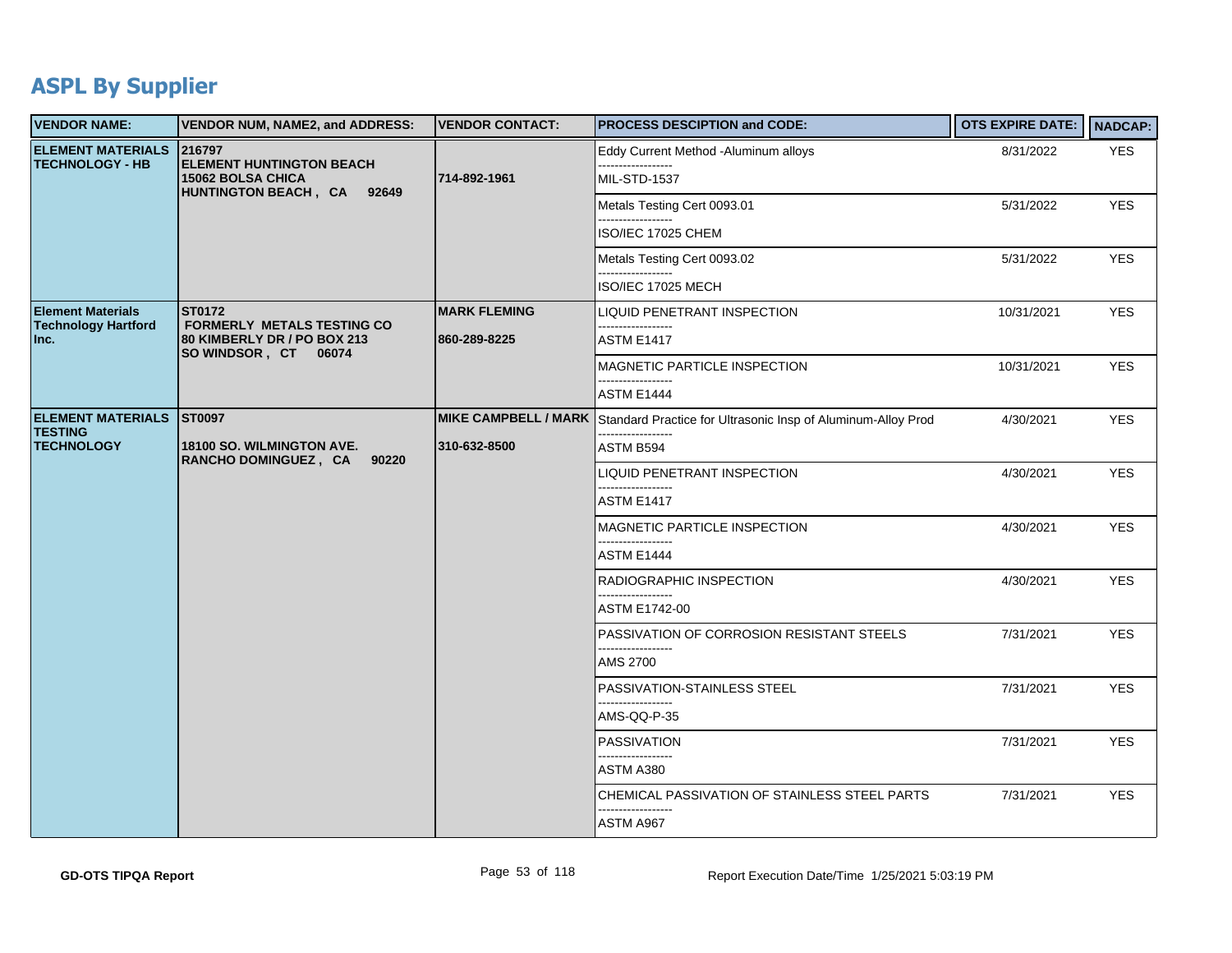# ASPL By Supplier

| VENDOR NAME: | VENDOR NUM, NAME2, and ADDRESS: | VENDOR CONTACT: | PROCESS DESCIPTION and CODE: | OTS EXPIRE DATE: | NADCAP: |
|---|---|---|---|---|---|
| ELEMENT MATERIALS TECHNOLOGY - HB | 216797 ELEMENT HUNTINGTON BEACH 15062 BOLSA CHICA HUNTINGTON BEACH , CA 92649 | 714-892-1961 | Eddy Current Method -Aluminum alloys ------------------ MIL-STD-1537 | 8/31/2022 | YES |
| | | | Metals Testing Cert 0093.01 ------------------ ISO/IEC 17025 CHEM | 5/31/2022 | YES |
| | | | Metals Testing Cert 0093.02 ------------------ ISO/IEC 17025 MECH | 5/31/2022 | YES |
| Element Materials Technology Hartford Inc. | ST0172 FORMERLY METALS TESTING CO 80 KIMBERLY DR / PO BOX 213 SO WINDSOR , CT 06074 | MARK FLEMING 860-289-8225 | LIQUID PENETRANT INSPECTION ------------------ ASTM E1417 | 10/31/2021 | YES |
| | | | MAGNETIC PARTICLE INSPECTION ------------------ ASTM E1444 | 10/31/2021 | YES |
| ELEMENT MATERIALS TESTING TECHNOLOGY | ST0097 18100 SO. WILMINGTON AVE. RANCHO DOMINGUEZ , CA 90220 | MIKE CAMPBELL / MARK 310-632-8500 | Standard Practice for Ultrasonic Insp of Aluminum-Alloy Prod ------------------ ASTM B594 | 4/30/2021 | YES |
| | | | LIQUID PENETRANT INSPECTION ------------------ ASTM E1417 | 4/30/2021 | YES |
| | | | MAGNETIC PARTICLE INSPECTION ------------------ ASTM E1444 | 4/30/2021 | YES |
| | | | RADIOGRAPHIC INSPECTION ------------------ ASTM E1742-00 | 4/30/2021 | YES |
| | | | PASSIVATION OF CORROSION RESISTANT STEELS ------------------ AMS 2700 | 7/31/2021 | YES |
| | | | PASSIVATION-STAINLESS STEEL ------------------ AMS-QQ-P-35 | 7/31/2021 | YES |
| | | | PASSIVATION ------------------ ASTM A380 | 7/31/2021 | YES |
| | | | CHEMICAL PASSIVATION OF STAINLESS STEEL PARTS ------------------ ASTM A967 | 7/31/2021 | YES |

**GD-OTS TIPQA Report** Report Execution Date/Time 1/25/2021 5:03:19 PM